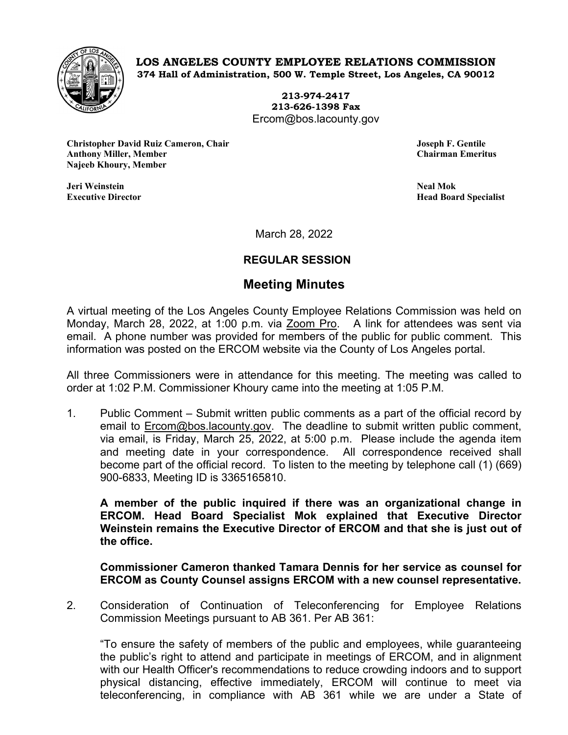**LOS ANGELES COUNTY EMPLOYEE RELATIONS COMMISSION**
**374 Hall of Administration, 500 W. Temple Street, Los Angeles, CA 90012**

**213-974-2417**
**213-626-1398 Fax**
Ercom@bos.lacounty.gov

**Christopher David Ruiz Cameron, Chair**
**Anthony Miller, Member**
**Najeeb Khoury, Member**

**Joseph F. Gentile**
**Chairman Emeritus**

**Jeri Weinstein**
**Executive Director**

**Neal Mok**
**Head Board Specialist**

March 28, 2022

**REGULAR SESSION**

## Meeting Minutes

A virtual meeting of the Los Angeles County Employee Relations Commission was held on Monday, March 28, 2022, at 1:00 p.m. via Zoom Pro. A link for attendees was sent via email. A phone number was provided for members of the public for public comment. This information was posted on the ERCOM website via the County of Los Angeles portal.

All three Commissioners were in attendance for this meeting. The meeting was called to order at 1:02 P.M. Commissioner Khoury came into the meeting at 1:05 P.M.

1. Public Comment – Submit written public comments as a part of the official record by email to Ercom@bos.lacounty.gov. The deadline to submit written public comment, via email, is Friday, March 25, 2022, at 5:00 p.m. Please include the agenda item and meeting date in your correspondence. All correspondence received shall become part of the official record. To listen to the meeting by telephone call (1) (669) 900-6833, Meeting ID is 3365165810.

   **A member of the public inquired if there was an organizational change in ERCOM. Head Board Specialist Mok explained that Executive Director Weinstein remains the Executive Director of ERCOM and that she is just out of the office.**

   **Commissioner Cameron thanked Tamara Dennis for her service as counsel for ERCOM as County Counsel assigns ERCOM with a new counsel representative.**

2. Consideration of Continuation of Teleconferencing for Employee Relations Commission Meetings pursuant to AB 361. Per AB 361:

   "To ensure the safety of members of the public and employees, while guaranteeing the public's right to attend and participate in meetings of ERCOM, and in alignment with our Health Officer's recommendations to reduce crowding indoors and to support physical distancing, effective immediately, ERCOM will continue to meet via teleconferencing, in compliance with AB 361 while we are under a State of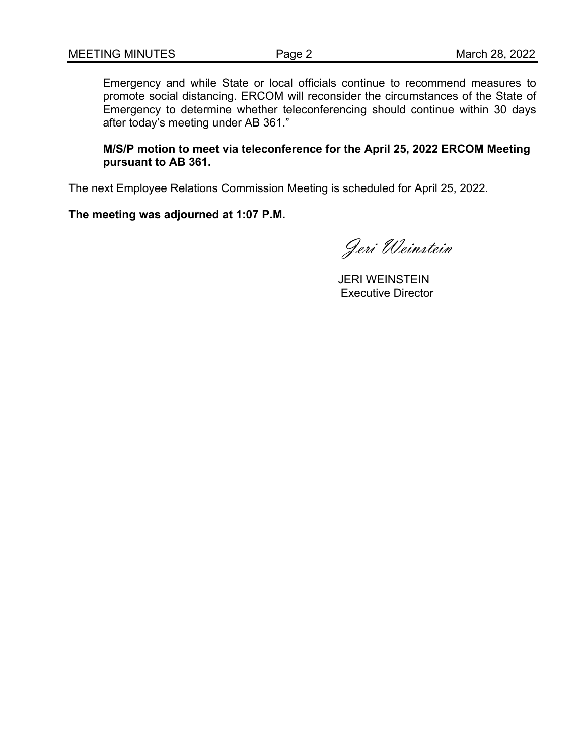Emergency and while State or local officials continue to recommend measures to promote social distancing. ERCOM will reconsider the circumstances of the State of Emergency to determine whether teleconferencing should continue within 30 days after today's meeting under AB 361."

**M/S/P motion to meet via teleconference for the April 25, 2022 ERCOM Meeting pursuant to AB 361.**

The next Employee Relations Commission Meeting is scheduled for April 25, 2022.

**The meeting was adjourned at 1:07 P.M.**

*Jeri Weinstein*

JERI WEINSTEIN
Executive Director